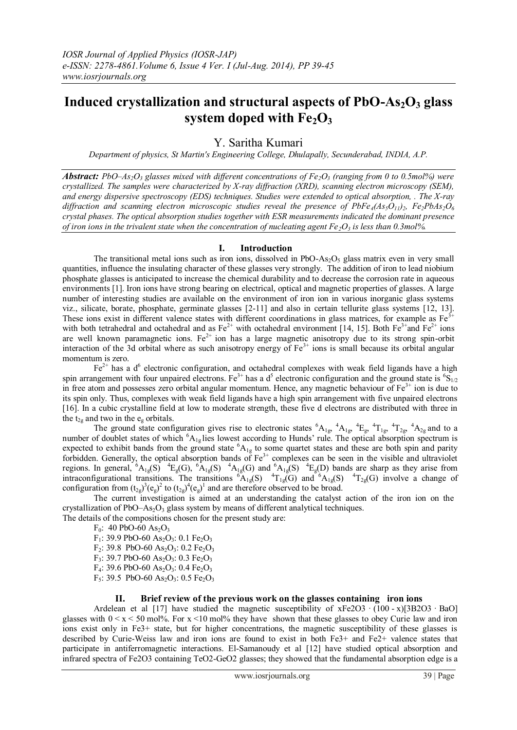# Induced crystallization and structural aspects of PbO-$As_2O_3$ glass system doped with $Fe_2O_3$

Y. Saritha Kumari

*Department of physics, St Martin's Engineering College, Dhulapally, Secunderabad, INDIA, A.P.*

***Abstract:*** *PbO–$As_2O_3$ glasses mixed with different concentrations of $Fe_2O_3$ (ranging from 0 to 0.5mol%) were crystallized. The samples were characterized by X-ray diffraction (XRD), scanning electron microscopy (SEM), and energy dispersive spectroscopy (EDS) techniques. Studies were extended to optical absorption, . The X-ray diffraction and scanning electron microscopic studies reveal the presence of $PbFe_4(As_5O_{11})_2$, $Fe_2PbAs_2O_6$ crystal phases. The optical absorption studies together with ESR measurements indicated the dominant presence of iron ions in the trivalent state when the concentration of nucleating agent $Fe_2O_3$ is less than 0.3mol%.*

## I. Introduction

The transitional metal ions such as iron ions, dissolved in PbO-$As_2O_5$ glass matrix even in very small quantities, influence the insulating character of these glasses very strongly. The addition of iron to lead niobium phosphate glasses is anticipated to increase the chemical durability and to decrease the corrosion rate in aqueous environments [1]. Iron ions have strong bearing on electrical, optical and magnetic properties of glasses. A large number of interesting studies are available on the environment of iron ion in various inorganic glass systems viz., silicate, borate, phosphate, germinate glasses [2-11] and also in certain tellurite glass systems [12, 13]. These ions exist in different valence states with different coordinations in glass matrices, for example as $Fe^{3+}$ with both tetrahedral and octahedral and as $Fe^{2+}$ with octahedral environment [14, 15]. Both $Fe^{3+}$ and $Fe^{2+}$ ions are well known paramagnetic ions. $Fe^{2+}$ ion has a large magnetic anisotropy due to its strong spin-orbit interaction of the 3d orbital where as such anisotropy energy of $Fe^{3+}$ ions is small because its orbital angular momentum is zero.

$Fe^{2+}$ has a $d^6$ electronic configuration, and octahedral complexes with weak field ligands have a high spin arrangement with four unpaired electrons. $Fe^{3+}$ has a $d^5$ electronic configuration and the ground state is $^6S_{1/2}$ in free atom and possesses zero orbital angular momentum. Hence, any magnetic behaviour of $Fe^{3+}$ ion is due to its spin only. Thus, complexes with weak field ligands have a high spin arrangement with five unpaired electrons [16]. In a cubic crystalline field at low to moderate strength, these five d electrons are distributed with three in the $t_{2g}$ and two in the $e_g$ orbitals.

The ground state configuration gives rise to electronic states $^6A_{1g}$, $^4A_{1g}$, $^4E_g$, $^4T_{1g}$, $^4T_{2g}$, $^4A_{2g}$ and to a number of doublet states of which $^6A_{1g}$ lies lowest according to Hunds' rule. The optical absorption spectrum is expected to exhibit bands from the ground state $^6A_{1g}$ to some quartet states and these are both spin and parity forbidden. Generally, the optical absorption bands of $Fe^{3+}$ complexes can be seen in the visible and ultraviolet regions. In general, $^6A_{1g}(S)$ $^4E_g(G)$, $^6A_{1g}(S)$ $^4A_{1g}(G)$ and $^6A_{1g}(S)$ $^4E_g(D)$ bands are sharp as they arise from intraconfigurational transitions. The transitions $^6A_{1g}(S)$ $^4T_{1g}(G)$ and $^6A_{1g}(S)$ $^4T_{2g}(G)$ involve a change of configuration from $(t_{2g})^3(e_g)^2$ to $(t_{2g})^4(e_g)^1$ and are therefore observed to be broad.

The current investigation is aimed at an understanding the catalyst action of the iron ion on the crystallization of PbO–$As_2O_3$ glass system by means of different analytical techniques.

The details of the compositions chosen for the present study are:

$F_0$: 40 PbO-60 $As_2O_3$

$F_1$: 39.9 PbO-60 $As_2O_3$: 0.1 $Fe_2O_3$

$F_2$: 39.8 PbO-60 $As_2O_3$: 0.2 $Fe_2O_3$

$F_3$: 39.7 PbO-60 $As_2O_3$: 0.3 $Fe_2O_3$

$F_4$: 39.6 PbO-60 $As_2O_3$: 0.4 $Fe_2O_3$

$F_5$: 39.5 PbO-60 $As_2O_3$: 0.5 $Fe_2O_3$

## II. Brief review of the previous work on the glasses containing iron ions

Ardelean et al [17] have studied the magnetic susceptibility of $xFe_2O_3 \cdot (100 - x)[3B_2O_3 \cdot BaO]$ glasses with $0 < x < 50$ mol%. For $x < 10$ mol% they have shown that these glasses to obey Curie law and iron ions exist only in Fe3+ state, but for higher concentrations, the magnetic susceptibility of these glasses is described by Curie-Weiss law and iron ions are found to exist in both Fe3+ and Fe2+ valence states that participate in antiferromagnetic interactions. El-Samanoudy et al [12] have studied optical absorption and infrared spectra of Fe2O3 containing TeO2-GeO2 glasses; they showed that the fundamental absorption edge is a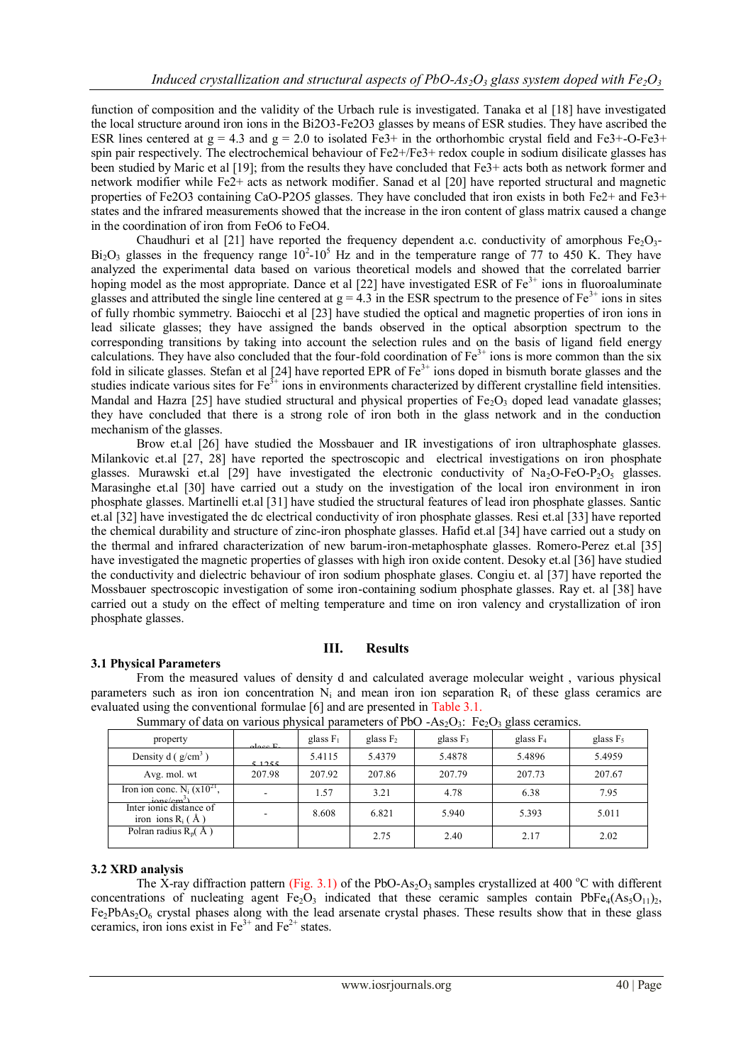function of composition and the validity of the Urbach rule is investigated. Tanaka et al [18] have investigated the local structure around iron ions in the $Bi_2O_3$-$Fe_2O_3$ glasses by means of ESR studies. They have ascribed the ESR lines centered at g = 4.3 and g = 2.0 to isolated $Fe^{3+}$ in the orthorhombic crystal field and $Fe^{3+}$-O-$Fe^{3+}$ spin pair respectively. The electrochemical behaviour of $Fe^{2+}$/$Fe^{3+}$ redox couple in sodium disilicate glasses has been studied by Maric et al [19]; from the results they have concluded that $Fe^{3+}$ acts both as network former and network modifier while $Fe^{2+}$ acts as network modifier. Sanad et al [20] have reported structural and magnetic properties of $Fe_2O_3$ containing CaO-$P_2O_5$ glasses. They have concluded that iron exists in both $Fe^{2+}$ and $Fe^{3+}$ states and the infrared measurements showed that the increase in the iron content of glass matrix caused a change in the coordination of iron from $FeO_6$ to $FeO_4$.

Chaudhuri et al [21] have reported the frequency dependent a.c. conductivity of amorphous $Fe_2O_3$-$Bi_2O_3$ glasses in the frequency range $10^2$-$10^5$ Hz and in the temperature range of 77 to 450 K. They have analyzed the experimental data based on various theoretical models and showed that the correlated barrier hoping model as the most appropriate. Dance et al [22] have investigated ESR of $Fe^{3+}$ ions in fluoroaluminate glasses and attributed the single line centered at g = 4.3 in the ESR spectrum to the presence of $Fe^{3+}$ ions in sites of fully rhombic symmetry. Baiocchi et al [23] have studied the optical and magnetic properties of iron ions in lead silicate glasses; they have assigned the bands observed in the optical absorption spectrum to the corresponding transitions by taking into account the selection rules and on the basis of ligand field energy calculations. They have also concluded that the four-fold coordination of $Fe^{3+}$ ions is more common than the six fold in silicate glasses. Stefan et al [24] have reported EPR of $Fe^{3+}$ ions doped in bismuth borate glasses and the studies indicate various sites for $Fe^{3+}$ ions in environments characterized by different crystalline field intensities. Mandal and Hazra [25] have studied structural and physical properties of $Fe_2O_3$ doped lead vanadate glasses; they have concluded that there is a strong role of iron both in the glass network and in the conduction mechanism of the glasses.

Brow et.al [26] have studied the Mossbauer and IR investigations of iron ultraphosphate glasses. Milankovic et.al [27, 28] have reported the spectroscopic and electrical investigations on iron phosphate glasses. Murawski et.al [29] have investigated the electronic conductivity of $Na_2O$-FeO-$P_2O_5$ glasses. Marasinghe et.al [30] have carried out a study on the investigation of the local iron environment in iron phosphate glasses. Martinelli et.al [31] have studied the structural features of lead iron phosphate glasses. Santic et.al [32] have investigated the dc electrical conductivity of iron phosphate glasses. Resi et.al [33] have reported the chemical durability and structure of zinc-iron phosphate glasses. Hafid et.al [34] have carried out a study on the thermal and infrared characterization of new barum-iron-metaphosphate glasses. Romero-Perez et.al [35] have investigated the magnetic properties of glasses with high iron oxide content. Desoky et.al [36] have studied the conductivity and dielectric behaviour of iron sodium phosphate glases. Congiu et. al [37] have reported the Mossbauer spectroscopic investigation of some iron-containing sodium phosphate glasses. Ray et. al [38] have carried out a study on the effect of melting temperature and time on iron valency and crystallization of iron phosphate glasses.

## III. Results

### 3.1 Physical Parameters

From the measured values of density d and calculated average molecular weight , various physical parameters such as iron ion concentration $N_i$ and mean iron ion separation $R_i$ of these glass ceramics are evaluated using the conventional formulae [6] and are presented in Table 3.1.

Summary of data on various physical parameters of PbO -$As_2O_3$: $Fe_2O_3$ glass ceramics.

| property | glass $F_0$ | glass $F_1$ | glass $F_2$ | glass $F_3$ | glass $F_4$ | glass $F_5$ |
|---|---|---|---|---|---|---|
| Density d ( g/cm$^3$ ) | 5.1255 | 5.4115 | 5.4379 | 5.4878 | 5.4896 | 5.4959 |
| Avg. mol. wt | 207.98 | 207.92 | 207.86 | 207.79 | 207.73 | 207.67 |
| Iron ion conc. $N_i$ (x$10^{21}$, ions/cm$^3$) | - | 1.57 | 3.21 | 4.78 | 6.38 | 7.95 |
| Inter ionic distance of iron ions $R_i$ ( Å ) | - | 8.608 | 6.821 | 5.940 | 5.393 | 5.011 |
| Polran radius $R_p$( Å ) | | | 2.75 | 2.40 | 2.17 | 2.02 |

### 3.2 XRD analysis

The X-ray diffraction pattern (Fig. 3.1) of the PbO-$As_2O_3$ samples crystallized at 400 °C with different concentrations of nucleating agent $Fe_2O_3$ indicated that these ceramic samples contain $PbFe_4(As_5O_{11})_2$, $Fe_2PbAs_2O_6$ crystal phases along with the lead arsenate crystal phases. These results show that in these glass ceramics, iron ions exist in $Fe^{3+}$ and $Fe^{2+}$ states.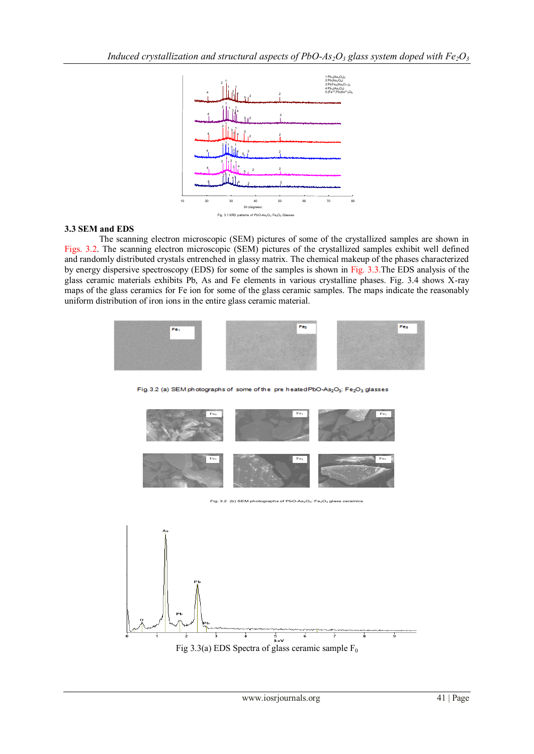1 $Pb_3(As_2O_4)_2$
2 $Pb(As_2O_4)$
3 $PbFe_6(As_2O_7)_2$
4 $Pb_2(As_2O_5)$
5 $(Fe^{x2}Pb)As^{2+}{}_1O_4$

10 20 30 40 50 60 70 80

2θ (degrees)

Fig. 3.1 XRD patterns of $PbO$-$As_2O_3$: $Fe_2O_3$ Glasses

### 3.3 SEM and EDS

The scanning electron microscopic (SEM) pictures of some of the crystallized samples are shown in Figs. 3.2. The scanning electron microscopic (SEM) pictures of the crystallized samples exhibit well defined and randomly distributed crystals entrenched in glassy matrix. The chemical makeup of the phases characterized by energy dispersive spectroscopy (EDS) for some of the samples is shown in Fig. 3.3.The EDS analysis of the glass ceramic materials exhibits Pb, As and Fe elements in various crystalline phases. Fig. 3.4 shows X-ray maps of the glass ceramics for Fe ion for some of the glass ceramic samples. The maps indicate the reasonably uniform distribution of iron ions in the entire glass ceramic material.

Fe1 Fe3 Fe5

Fig. 3.2 (a) SEM photographs of some of the pre heated $PbO$-$As_2O_3$: $Fe_2O_3$ glasses

Fe0 Fe1 Fe2 Fe3 Fe4 Fe5

Fig. 3.2 (b) SEM photographs of $PbO$-$As_2O_3$: $Fe_2O_3$ glass ceramics

As Pb Pb O Pb

0 1 2 3 4 5 6 7 8 9

keV

Fig 3.3(a) EDS Spectra of glass ceramic sample $F_0$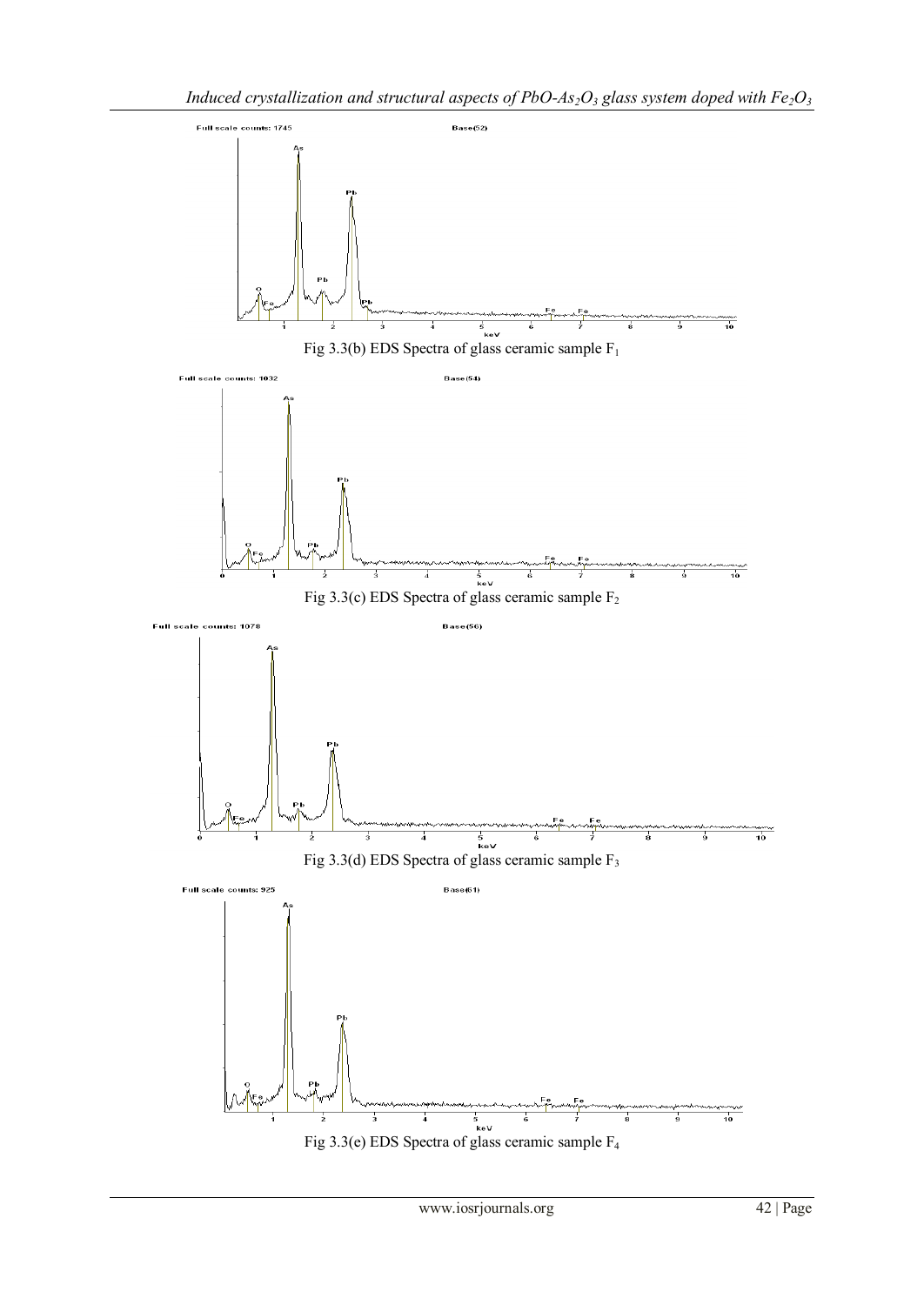Full scale counts: 1745

Base(52)

As

Pb

O

Pb

Fe

Pb

Fe

Fe

1 2 3 4 5 6 7 8 9 10

keV

Fig 3.3(b) EDS Spectra of glass ceramic sample $F_1$

Full scale counts: 1032

Base(54)

As

Pb

O

Fe

Pb

Fe

Fe

0 1 2 3 4 5 6 7 8 9 10

keV

Fig 3.3(c) EDS Spectra of glass ceramic sample $F_2$

Full scale counts: 1078

Base(56)

As

Pb

O

Fe

Pb

Fe

Fe

0 1 2 3 4 5 6 7 8 9 10

keV

Fig 3.3(d) EDS Spectra of glass ceramic sample $F_3$

Full scale counts: 925

Base(61)

As

Pb

O

Fe

Pb

Fe

Fe

1 2 3 4 5 6 7 8 9 10

keV

Fig 3.3(e) EDS Spectra of glass ceramic sample $F_4$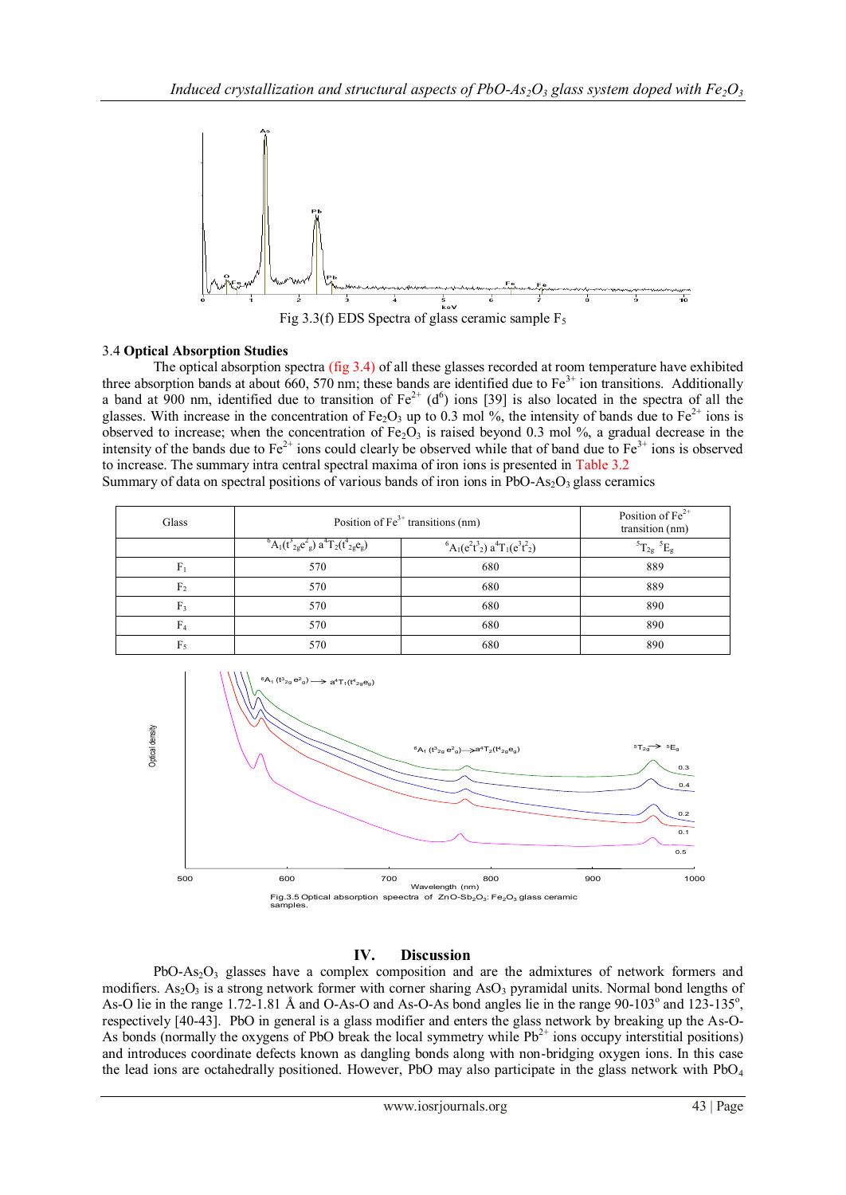As

Pb

O Fe

Pb

Fe Fe

0 1 2 3 4 5 6 7 8 9 10

keV

Fig 3.3(f) EDS Spectra of glass ceramic sample $F_5$

3.4 **Optical Absorption Studies**

The optical absorption spectra (fig 3.4) of all these glasses recorded at room temperature have exhibited three absorption bands at about 660, 570 nm; these bands are identified due to $Fe^{3+}$ ion transitions. Additionally a band at 900 nm, identified due to transition of $Fe^{2+}$ ($d^6$) ions [39] is also located in the spectra of all the glasses. With increase in the concentration of $Fe_2O_3$ up to 0.3 mol %, the intensity of bands due to $Fe^{2+}$ ions is observed to increase; when the concentration of $Fe_2O_3$ is raised beyond 0.3 mol %, a gradual decrease in the intensity of the bands due to $Fe^{2+}$ ions could clearly be observed while that of band due to $Fe^{3+}$ ions is observed to increase. The summary intra central spectral maxima of iron ions is presented in Table 3.2

Summary of data on spectral positions of various bands of iron ions in PbO-$As_2O_3$ glass ceramics

| Glass | Position of $Fe^{3+}$ transitions (nm) | | Position of $Fe^{2+}$ transition (nm) |
|---|---|---|---|
| | ${}^6A_1(t^3_{2g}e^2_g)$ a${}^4T_2(t^4_{2g}e_g)$ | ${}^6A_1(e^2t^3_2)$ a${}^4T_1(e^3t^2_2)$ | ${}^5T_{2g}$ ${}^5E_g$ |
| $F_1$ | 570 | 680 | 889 |
| $F_2$ | 570 | 680 | 889 |
| $F_3$ | 570 | 680 | 890 |
| $F_4$ | 570 | 680 | 890 |
| $F_5$ | 570 | 680 | 890 |

${}^6A_1$ $(t^3_{2g}e^2_g) \longrightarrow a^4T_1(t^4_{2g}e_g)$

${}^6A_1$ $(t^3_{2g}e^2_g) \longrightarrow a^4T_2(t^4_{2g}e_g)$

${}^5T_{2g} \rightarrow {}^5E_g$

Optical density

0.3

0.4

0.2

0.1

0.5

500 600 700 800 900 1000

Wavelength (nm)

Fig.3.5 Optical absorption speectra of ZnO-$Sb_2O_3$: $Fe_2O_3$ glass ceramic samples.

## IV. Discussion

PbO-$As_2O_3$ glasses have a complex composition and are the admixtures of network formers and modifiers. $As_2O_3$ is a strong network former with corner sharing $AsO_3$ pyramidal units. Normal bond lengths of As-O lie in the range 1.72-1.81 Å and O-As-O and As-O-As bond angles lie in the range 90-103° and 123-135°, respectively [40-43]. PbO in general is a glass modifier and enters the glass network by breaking up the As-O-As bonds (normally the oxygens of PbO break the local symmetry while $Pb^{2+}$ ions occupy interstitial positions) and introduces coordinate defects known as dangling bonds along with non-bridging oxygen ions. In this case the lead ions are octahedrally positioned. However, PbO may also participate in the glass network with $PbO_4$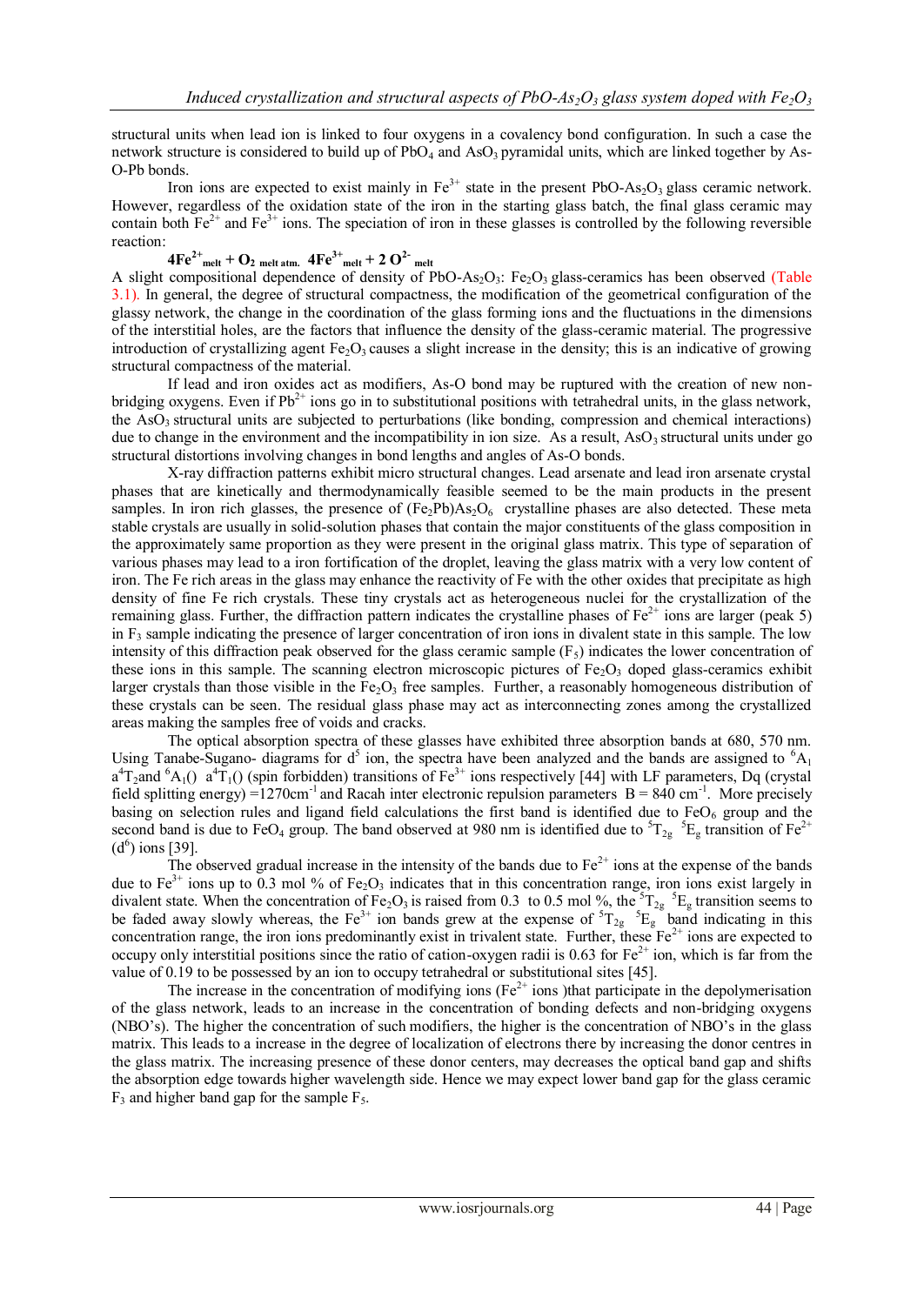structural units when lead ion is linked to four oxygens in a covalency bond configuration. In such a case the network structure is considered to build up of $PbO_4$ and $AsO_3$ pyramidal units, which are linked together by As-O-Pb bonds.

Iron ions are expected to exist mainly in $Fe^{3+}$ state in the present $PbO$-$As_2O_3$ glass ceramic network. However, regardless of the oxidation state of the iron in the starting glass batch, the final glass ceramic may contain both $Fe^{2+}$ and $Fe^{3+}$ ions. The speciation of iron in these glasses is controlled by the following reversible reaction:

$$\mathbf{4Fe^{2+}_{melt} + O_{2\ melt\ atm.}\ \ 4Fe^{3+}_{melt} + 2\ O^{2-}_{melt}}$$

A slight compositional dependence of density of $PbO$-$As_2O_3$: $Fe_2O_3$ glass-ceramics has been observed (Table 3.1). In general, the degree of structural compactness, the modification of the geometrical configuration of the glassy network, the change in the coordination of the glass forming ions and the fluctuations in the dimensions of the interstitial holes, are the factors that influence the density of the glass-ceramic material. The progressive introduction of crystallizing agent $Fe_2O_3$ causes a slight increase in the density; this is an indicative of growing structural compactness of the material.

If lead and iron oxides act as modifiers, As-O bond may be ruptured with the creation of new non-bridging oxygens. Even if $Pb^{2+}$ ions go in to substitutional positions with tetrahedral units, in the glass network, the $AsO_3$ structural units are subjected to perturbations (like bonding, compression and chemical interactions) due to change in the environment and the incompatibility in ion size. As a result, $AsO_3$ structural units under go structural distortions involving changes in bond lengths and angles of As-O bonds.

X-ray diffraction patterns exhibit micro structural changes. Lead arsenate and lead iron arsenate crystal phases that are kinetically and thermodynamically feasible seemed to be the main products in the present samples. In iron rich glasses, the presence of $(Fe_2Pb)As_2O_6$ crystalline phases are also detected. These meta stable crystals are usually in solid-solution phases that contain the major constituents of the glass composition in the approximately same proportion as they were present in the original glass matrix. This type of separation of various phases may lead to a iron fortification of the droplet, leaving the glass matrix with a very low content of iron. The Fe rich areas in the glass may enhance the reactivity of Fe with the other oxides that precipitate as high density of fine Fe rich crystals. These tiny crystals act as heterogeneous nuclei for the crystallization of the remaining glass. Further, the diffraction pattern indicates the crystalline phases of $Fe^{2+}$ ions are larger (peak 5) in $F_3$ sample indicating the presence of larger concentration of iron ions in divalent state in this sample. The low intensity of this diffraction peak observed for the glass ceramic sample ($F_5$) indicates the lower concentration of these ions in this sample. The scanning electron microscopic pictures of $Fe_2O_3$ doped glass-ceramics exhibit larger crystals than those visible in the $Fe_2O_3$ free samples. Further, a reasonably homogeneous distribution of these crystals can be seen. The residual glass phase may act as interconnecting zones among the crystallized areas making the samples free of voids and cracks.

The optical absorption spectra of these glasses have exhibited three absorption bands at 680, 570 nm. Using Tanabe-Sugano- diagrams for $d^5$ ion, the spectra have been analyzed and the bands are assigned to $^6A_1$ $a^4T_2$and $^6A_1()$ $a^4T_1()$ (spin forbidden) transitions of $Fe^{3+}$ ions respectively [44] with LF parameters, Dq (crystal field splitting energy) =1270cm$^{-1}$ and Racah inter electronic repulsion parameters B = 840 cm$^{-1}$. More precisely basing on selection rules and ligand field calculations the first band is identified due to $FeO_6$ group and the second band is due to $FeO_4$ group. The band observed at 980 nm is identified due to $^5T_{2g}$ $^5E_g$ transition of $Fe^{2+}$ ($d^6$) ions [39].

The observed gradual increase in the intensity of the bands due to $Fe^{2+}$ ions at the expense of the bands due to $Fe^{3+}$ ions up to 0.3 mol % of $Fe_2O_3$ indicates that in this concentration range, iron ions exist largely in divalent state. When the concentration of $Fe_2O_3$ is raised from 0.3 to 0.5 mol %, the $^5T_{2g}$ $^5E_g$ transition seems to be faded away slowly whereas, the $Fe^{3+}$ ion bands grew at the expense of $^5T_{2g}$ $^5E_g$ band indicating in this concentration range, the iron ions predominantly exist in trivalent state. Further, these $Fe^{2+}$ ions are expected to occupy only interstitial positions since the ratio of cation-oxygen radii is 0.63 for $Fe^{2+}$ ion, which is far from the value of 0.19 to be possessed by an ion to occupy tetrahedral or substitutional sites [45].

The increase in the concentration of modifying ions ($Fe^{2+}$ ions )that participate in the depolymerisation of the glass network, leads to an increase in the concentration of bonding defects and non-bridging oxygens (NBO's). The higher the concentration of such modifiers, the higher is the concentration of NBO's in the glass matrix. This leads to a increase in the degree of localization of electrons there by increasing the donor centres in the glass matrix. The increasing presence of these donor centers, may decreases the optical band gap and shifts the absorption edge towards higher wavelength side. Hence we may expect lower band gap for the glass ceramic $F_3$ and higher band gap for the sample $F_5$.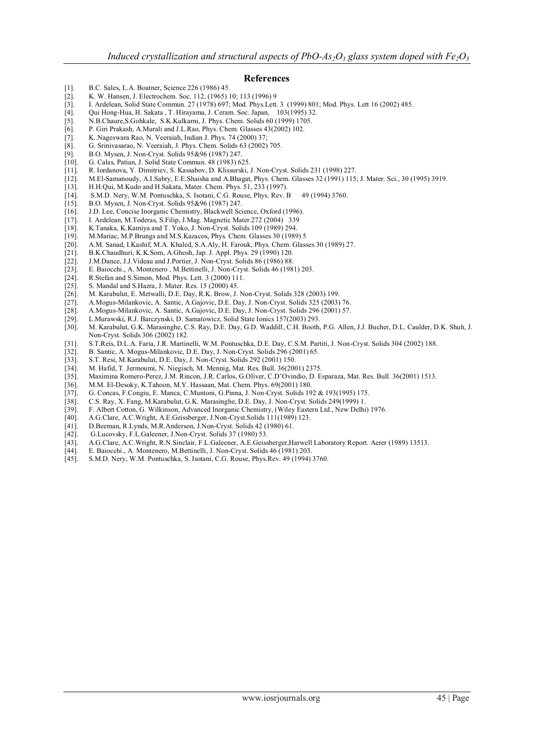## References

[1]. B.C. Sales, L.A. Boatner, Science 226 (1986) 45.
[2]. K. W. Hansen, J. Electrochem. Soc. 112, (1965) 10; 113 (1996) 9
[3]. I. Ardelean, Solid State Commun. 27 (1978) 697; Mod. Phys.Lett. 3 (1999) 801; Mod. Phys. Lett 16 (2002) 485.
[4]. Qui Hong-Hua, H. Sakata , T. Hirayama, J. Ceram. Soc. Japan, 103(1995) 32.
[5]. N.B.Chaure,S.Gohkale, S.K.Kulkarni, J. Phys. Chem. Solids 60 (1999) 1705.
[6]. P. Giri Prakash, A.Murali and J.L.Rao, Phys. Chem. Glasses 43(2002) 102.
[7]. K..Nageswara Rao, N. Veeraiah, Indian J. Phys. 74 (2000) 37;
[8]. G. Srinivasarao, N. Veeraiah, J. Phys. Chem. Solids 63 (2002) 705.
[9]. B.O. Mysen, J. Non-Cryst. Solids 95&96 (1987) 247.
[10]. G. Calas, Patian, J. Solid State Commun. 48 (1983) 625.
[11]. R. Iordanova, Y. Dimitriev, S. Kassabov, D. Klissurski, J. Non-Cryst. Solids 231 (1998) 227.
[12]. M.El-Samanoudy, A.I.Sabry, E.E.Shaisha and A.Bhagat, Phys. Chem. Glasses 32 (1991) 115; J. Mater. Sci., 30 (1995) 3919.
[13]. H.H.Qui, M.Kudo and H.Sakata, Mater. Chem. Phys. 51, 233 (1997).
[14]. S.M.D. Nery, W.M. Pontuschka, S. Isotani, C.G. Rouse, Phys. Rev. B 49 (1994) 3760.
[15]. B.O. Mysen, J. Non-Cryst. Solids 95&96 (1987) 247.
[16]. J.D. Lee, Concise Inorganic Chemistry, Blackwell Science, Oxford (1996).
[17]. I. Ardelean, M.Toderas, S.Filip, J.Mag. Magnetic Mater.272 (2004) 339
[18]. K.Tanaka, K.Kamiya and T. Yoko, J. Non-Cryst. Solids 109 (1989) 294.
[19]. M.Mariac, M.P.Brungs and M.S.Kazacos, Phys. Chem. Glasses 30 (1989) 5
[20]. A.M. Sanad, I.Kashif, M.A. Khaled, S.A.Aly, H. Farouk, Phys. Chem. Glasses 30 (1989) 27.
[21]. B.K.Chaudhuri, K.K.Som, A.Ghosh, Jap. J. Appl. Phys. 29 (1990) 120.
[22]. J.M.Dance, J.J.Videau and J.Portier, J. Non-Cryst. Solids 86 (1986) 88.
[23]. E. Baiocchi., A. Montenero , M.Bettinelli, J. Non-Cryst. Solids 46 (1981) 203.
[24]. R.Stefan and S.Simon, Mod. Phys. Lett. 3 (2000) 111.
[25]. S. Mandal and S.Hazra, J. Mater. Res. 15 (2000) 45.
[26]. M. Karabulut, E. Metwalli, D.E. Day, R.K. Brow, J. Non-Cryst. Solids 328 (2003) 199.
[27]. A.Mogus-Milankovic, A. Santic, A.Gajovic, D.E. Day, J. Non-Cryst. Solids 325 (2003) 76.
[28]. A.Mogus-Milankovic, A. Santic, A.Gajovic, D.E. Day, J. Non-Cryst. Solids 296 (2001) 57.
[29]. L.Murawski, R.J. Barczynski, D. Samatowicz, Solid State Ionics 157(2003) 293.
[30]. M. Karabulut, G.K. Marasinghe, C.S. Ray, D.E. Day, G.D. Waddill, C.H. Booth, P.G. Allen, J.J. Bucher, D.L. Caulder, D.K. Shuh, J. Non-Cryst. Solids 306 (2002) 182.
[31]. S.T.Reis, D.L.A. Faria, J.R. Martinelli, W.M. Pontuschka, D.E. Day, C.S.M. Partiti, J. Non-Cryst. Solids 304 (2002) 188.
[32]. B. Santic, A. Mogus-Milankovic, D.E. Day, J. Non-Cryst. Solids 296 (2001) 65.
[33]. S.T. Resi, M.Karabulut, D.E. Day, J. Non-Cryst. Solids 292 (2001) 150.
[34]. M. Hafid, T. Jermoumi, N. Niegisch, M. Mennig, Mat. Res. Bull. 36(2001) 2375.
[35]. Maximina Romero-Perez, J.M. Rincon, J.R. Carlos, G.Oliver, C.D'Ovindio, D. Esparaza, Mat. Res. Bull. 36(2001) 1513.
[36]. M.M. El-Desoky, K.Tahoon, M.Y. Hassaan, Mat. Chem. Phys. 69(2001) 180.
[37]. G. Concas, F.Congiu, E. Manca, C.Muntoni, G.Pinna, J. Non-Cryst. Solids 192 & 193(1995) 175.
[38]. C.S. Ray, X. Fang, M.Karabulut, G.K. Marasinghe, D.E. Day, J. Non-Cryst. Solids 249(1999) 1.
[39]. F. Albert Cotton, G. Wilkinson, Advanced Inorganic Chemistry, (Wiley Eastern Ltd., New Delhi) 1976.
[40]. A.G.Clare, A.C.Wright, A.E.Geissberger, J.Non-Cryst.Solids 111(1989) 123.
[41]. D.Beeman, R.Lynds, M.R.Anderson, J.Non-Cryst. Solids 42 (1980) 61.
[42]. G.Lucovsky, F.L.Galeener, J.Non-Cryst. Solids 37 (1980) 53.
[43]. A.G.Clare, A.C.Wright, R.N.Sinclair, F.L.Galeener, A.E.Geissberger,Harwell Laboratory Report. Aerer (1989) 13513.
[44]. E. Baiocchi., A. Montenero, M.Bettinelli, J. Non-Cryst. Solids 46 (1981) 203.
[45]. S.M.D. Nery, W.M. Pontuschka, S. Isotani, C.G. Rouse, Phys.Rev. 49 (1994) 3760.